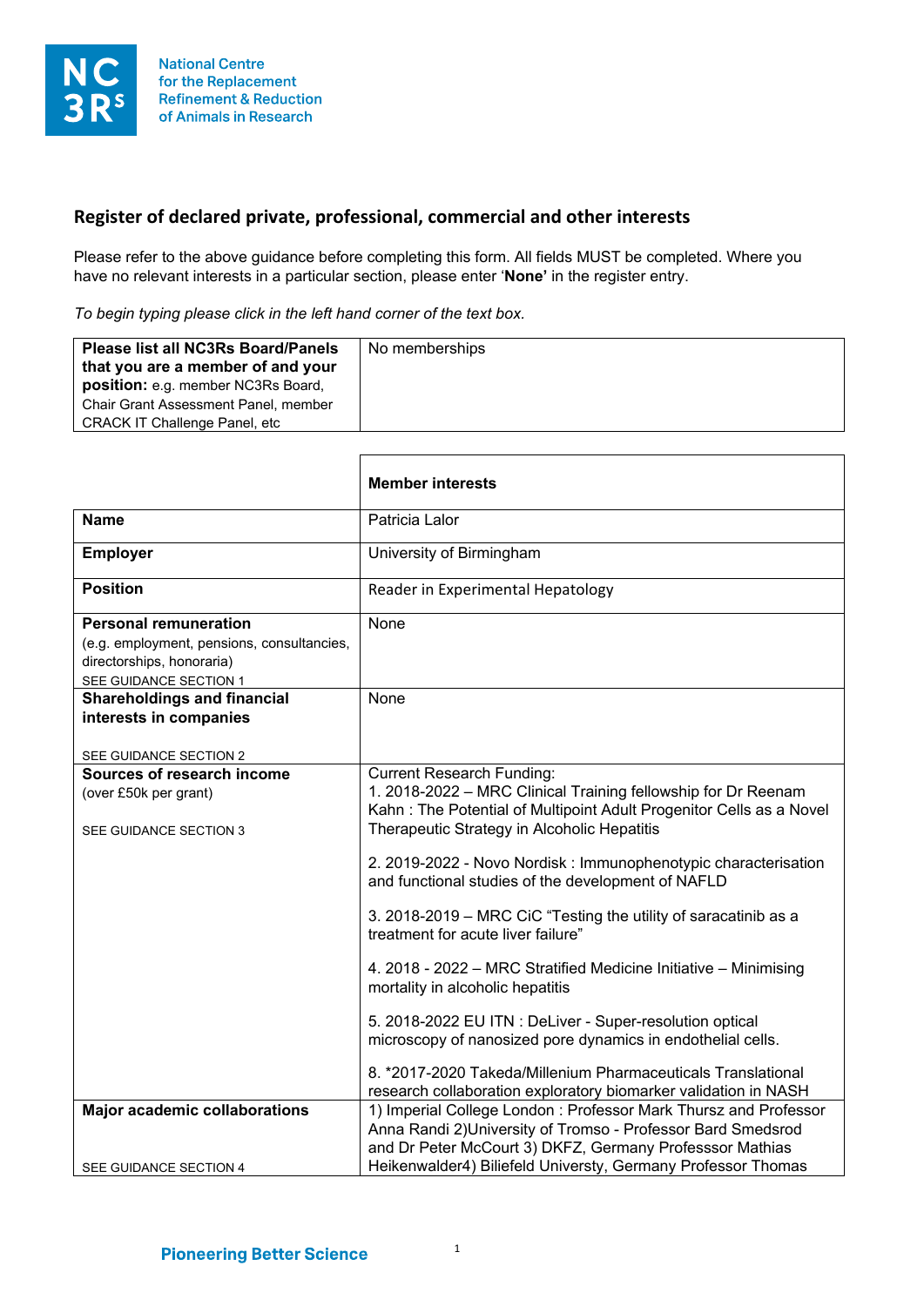National Centre for the Replacement Refinement & Reduction of Animals in Research

## Register of declared private, professional, commercial and other interests

Please refer to the above guidance before completing this form. All fields MUST be completed. Where you have no relevant interests in a particular section, please enter '**None'** in the register entry.

*To begin typing please click in the left hand corner of the text box.*

| **Please list all NC3Rs Board/Panels that you are a member of and your position:** e.g. member NC3Rs Board, Chair Grant Assessment Panel, member CRACK IT Challenge Panel, etc | No memberships |
|---|---|

| | **Member interests** |
|---|---|
| **Name** | Patricia Lalor |
| **Employer** | University of Birmingham |
| **Position** | Reader in Experimental Hepatology |
| **Personal remuneration** (e.g. employment, pensions, consultancies, directorships, honoraria) SEE GUIDANCE SECTION 1 | None |
| **Shareholdings and financial interests in companies** SEE GUIDANCE SECTION 2 | None |
| **Sources of research income** (over £50k per grant) SEE GUIDANCE SECTION 3 | Current Research Funding:<br>1. 2018-2022 – MRC Clinical Training fellowship for Dr Reenam Kahn : The Potential of Multipoint Adult Progenitor Cells as a Novel Therapeutic Strategy in Alcoholic Hepatitis<br><br>2. 2019-2022 - Novo Nordisk : Immunophenotypic characterisation and functional studies of the development of NAFLD<br><br>3. 2018-2019 – MRC CiC "Testing the utility of saracatinib as a treatment for acute liver failure"<br><br>4. 2018 - 2022 – MRC Stratified Medicine Initiative – Minimising mortality in alcoholic hepatitis<br><br>5. 2018-2022 EU ITN : DeLiver - Super-resolution optical microscopy of nanosized pore dynamics in endothelial cells.<br><br>8. *2017-2020 Takeda/Millenium Pharmaceuticals Translational research collaboration exploratory biomarker validation in NASH |
| **Major academic collaborations** SEE GUIDANCE SECTION 4 | 1) Imperial College London : Professor Mark Thursz and Professor Anna Randi 2)University of Tromso - Professor Bard Smedsrod and Dr Peter McCourt 3) DKFZ, Germany Professsor Mathias Heikenwalder4) Biliefeld Universty, Germany Professor Thomas |

Pioneering Better Science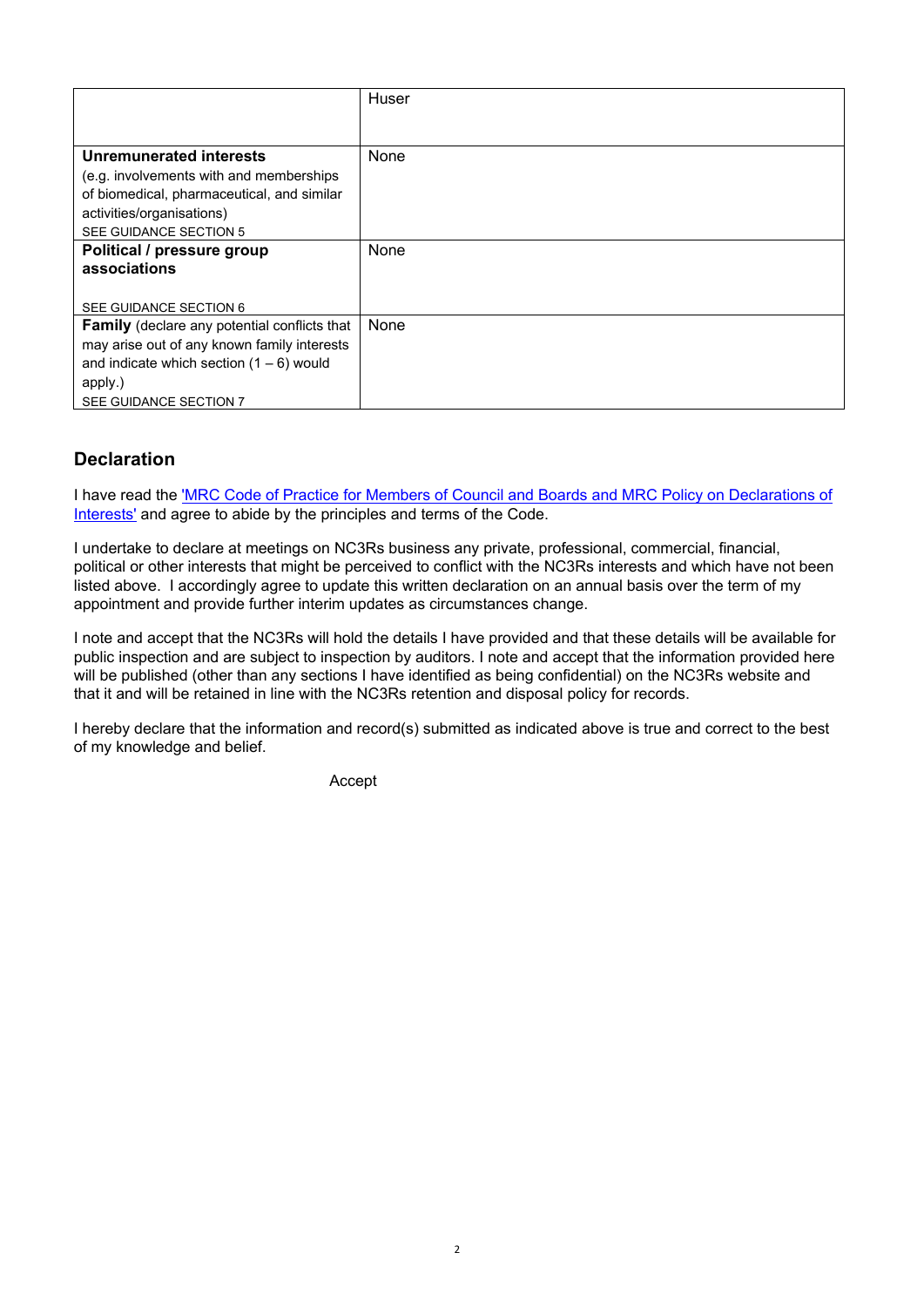| | |
|---|---|
| | Huser |
| **Unremunerated interests** (e.g. involvements with and memberships of biomedical, pharmaceutical, and similar activities/organisations) SEE GUIDANCE SECTION 5 | None |
| **Political / pressure group associations** SEE GUIDANCE SECTION 6 | None |
| **Family** (declare any potential conflicts that may arise out of any known family interests and indicate which section (1 – 6) would apply.) SEE GUIDANCE SECTION 7 | None |

## Declaration

I have read the 'MRC Code of Practice for Members of Council and Boards and MRC Policy on Declarations of Interests' and agree to abide by the principles and terms of the Code.

I undertake to declare at meetings on NC3Rs business any private, professional, commercial, financial, political or other interests that might be perceived to conflict with the NC3Rs interests and which have not been listed above. I accordingly agree to update this written declaration on an annual basis over the term of my appointment and provide further interim updates as circumstances change.

I note and accept that the NC3Rs will hold the details I have provided and that these details will be available for public inspection and are subject to inspection by auditors. I note and accept that the information provided here will be published (other than any sections I have identified as being confidential) on the NC3Rs website and that it and will be retained in line with the NC3Rs retention and disposal policy for records.

I hereby declare that the information and record(s) submitted as indicated above is true and correct to the best of my knowledge and belief.

Accept